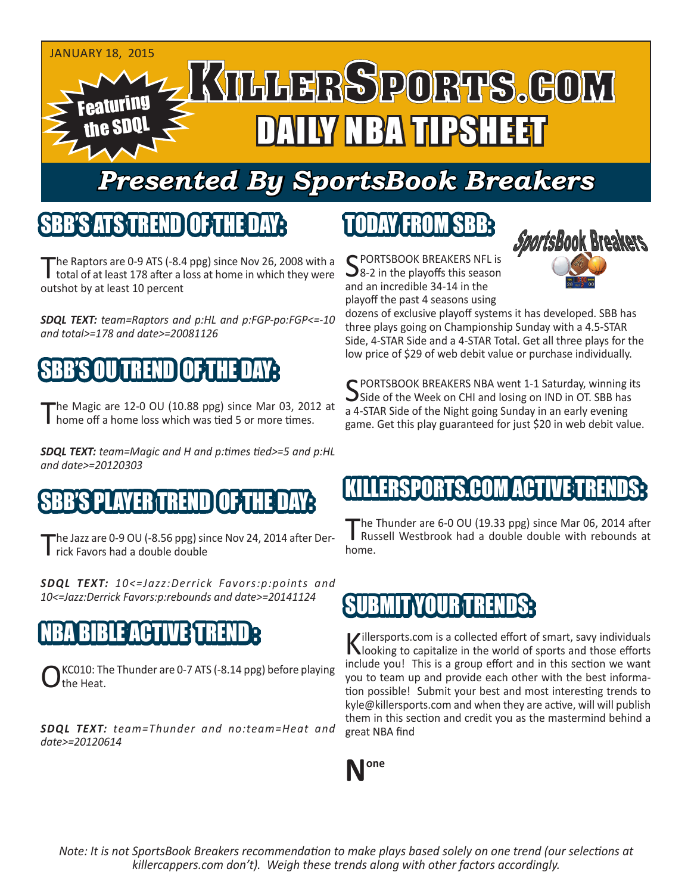JANUARY 18, 2015

Featuring the SDQL

# KILLERSPORTS.COM DAILY NBA TIPSHEET

## Presented By SportsBook Breakers

## SBB'S ATS TREND OF THE DAY:

The Raptors are 0-9 ATS (-8.4 ppg) since Nov 26, 2008 with a total of at least 178 after a loss at home in which they were outshot by at least 10 percent

***SDQL TEXT:*** *team=Raptors and p:HL and p:FGP-po:FGP<=-10 and total>=178 and date>=20081126*

## SBB'S OU TREND OF THE DAY:

The Magic are 12-0 OU (10.88 ppg) since Mar 03, 2012 at home off a home loss which was tied 5 or more times.

***SDQL TEXT:*** *team=Magic and H and p:times tied>=5 and p:HL and date>=20120303*

## SBB'S PLAYER TREND OF THE DAY:

The Jazz are 0-9 OU (-8.56 ppg) since Nov 24, 2014 after Derrick Favors had a double double

***SDQL TEXT:*** *10<=Jazz:Derrick Favors:p:points and 10<=Jazz:Derrick Favors:p:rebounds and date>=20141124*

## NBA BIBLE ACTIVE TREND:

OKC010: The Thunder are 0-7 ATS (-8.14 ppg) before playing the Heat.

***SDQL TEXT:*** *team=Thunder and no:team=Heat and date>=20120614*

## TODAY FROM SBB:

SportsBook Breakers

SPORTSBOOK BREAKERS NFL is 8-2 in the playoffs this season and an incredible 34-14 in the playoff the past 4 seasons using dozens of exclusive playoff systems it has developed. SBB has three plays going on Championship Sunday with a 4.5-STAR Side, 4-STAR Side and a 4-STAR Total. Get all three plays for the low price of $29 of web debit value or purchase individually.

SPORTSBOOK BREAKERS NBA went 1-1 Saturday, winning its Side of the Week on CHI and losing on IND in OT. SBB has a 4-STAR Side of the Night going Sunday in an early evening game. Get this play guaranteed for just $20 in web debit value.

## KILLERSPORTS.COM ACTIVE TRENDS:

The Thunder are 6-0 OU (19.33 ppg) since Mar 06, 2014 after Russell Westbrook had a double double with rebounds at home.

## SUBMIT YOUR TRENDS:

Killersports.com is a collected effort of smart, savy individuals looking to capitalize in the world of sports and those efforts include you! This is a group effort and in this section we want you to team up and provide each other with the best information possible! Submit your best and most interesting trends to kyle@killersports.com and when they are active, will will publish them in this section and credit you as the mastermind behind a great NBA find

None

*Note: It is not SportsBook Breakers recommendation to make plays based solely on one trend (our selections at killercappers.com don't). Weigh these trends along with other factors accordingly.*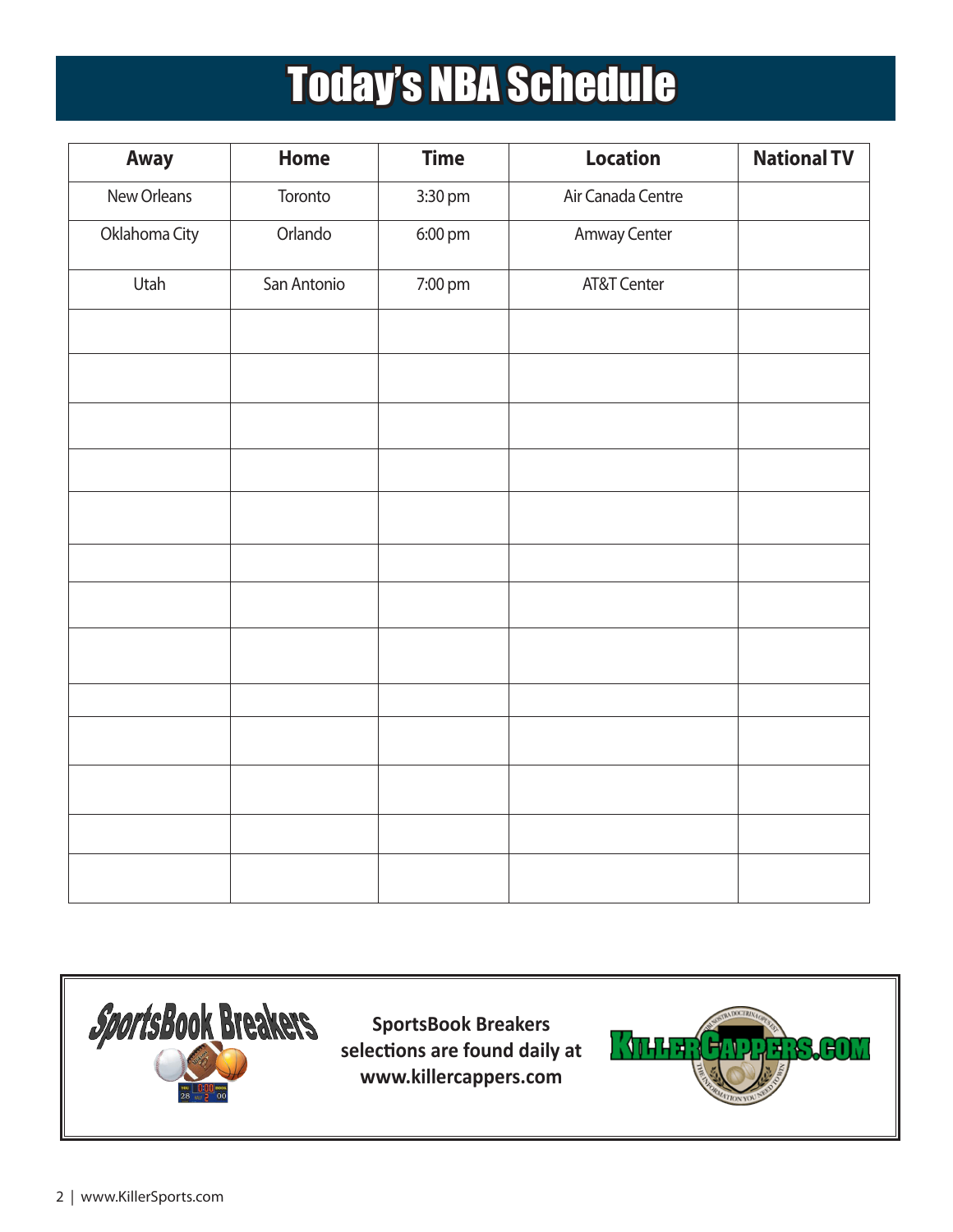# Today's NBA Schedule

| Away | Home | Time | Location | National TV |
|---|---|---|---|---|
| New Orleans | Toronto | 3:30 pm | Air Canada Centre | |
| Oklahoma City | Orlando | 6:00 pm | Amway Center | |
| Utah | San Antonio | 7:00 pm | AT&T Center | |
| | | | | |
| | | | | |
| | | | | |
| | | | | |
| | | | | |
| | | | | |
| | | | | |
| | | | | |
| | | | | |
| | | | | |
| | | | | |
| | | | | |
| | | | | |

SportsBook Breakers

**SportsBook Breakers selections are found daily at www.killercappers.com**

KILLERCAPPERS.COM